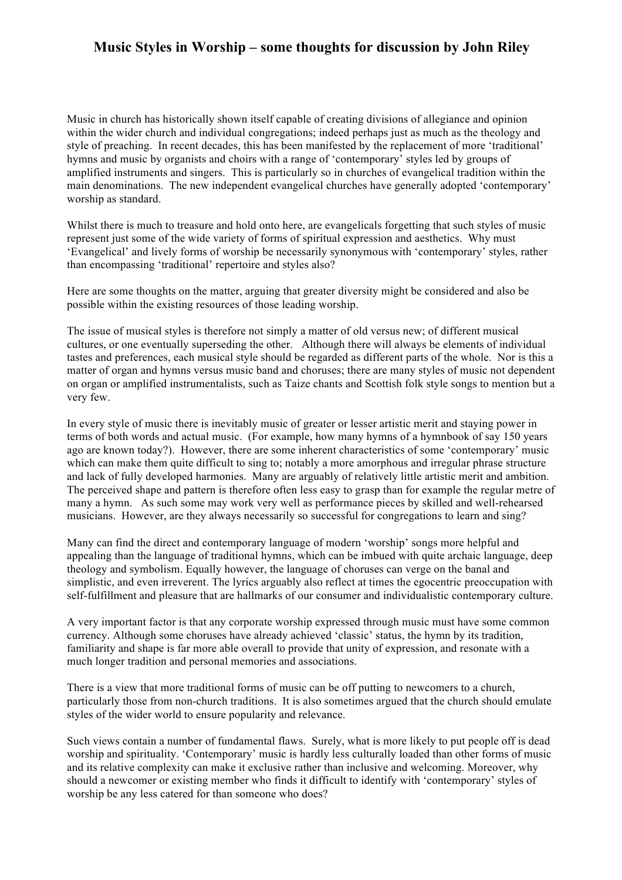# Music Styles in Worship – some thoughts for discussion by John Riley

Music in church has historically shown itself capable of creating divisions of allegiance and opinion within the wider church and individual congregations; indeed perhaps just as much as the theology and style of preaching. In recent decades, this has been manifested by the replacement of more 'traditional' hymns and music by organists and choirs with a range of 'contemporary' styles led by groups of amplified instruments and singers. This is particularly so in churches of evangelical tradition within the main denominations. The new independent evangelical churches have generally adopted 'contemporary' worship as standard.

Whilst there is much to treasure and hold onto here, are evangelicals forgetting that such styles of music represent just some of the wide variety of forms of spiritual expression and aesthetics. Why must 'Evangelical' and lively forms of worship be necessarily synonymous with 'contemporary' styles, rather than encompassing 'traditional' repertoire and styles also?

Here are some thoughts on the matter, arguing that greater diversity might be considered and also be possible within the existing resources of those leading worship.

The issue of musical styles is therefore not simply a matter of old versus new; of different musical cultures, or one eventually superseding the other. Although there will always be elements of individual tastes and preferences, each musical style should be regarded as different parts of the whole. Nor is this a matter of organ and hymns versus music band and choruses; there are many styles of music not dependent on organ or amplified instrumentalists, such as Taize chants and Scottish folk style songs to mention but a very few.

In every style of music there is inevitably music of greater or lesser artistic merit and staying power in terms of both words and actual music. (For example, how many hymns of a hymnbook of say 150 years ago are known today?). However, there are some inherent characteristics of some 'contemporary' music which can make them quite difficult to sing to; notably a more amorphous and irregular phrase structure and lack of fully developed harmonies. Many are arguably of relatively little artistic merit and ambition. The perceived shape and pattern is therefore often less easy to grasp than for example the regular metre of many a hymn. As such some may work very well as performance pieces by skilled and well-rehearsed musicians. However, are they always necessarily so successful for congregations to learn and sing?

Many can find the direct and contemporary language of modern 'worship' songs more helpful and appealing than the language of traditional hymns, which can be imbued with quite archaic language, deep theology and symbolism. Equally however, the language of choruses can verge on the banal and simplistic, and even irreverent. The lyrics arguably also reflect at times the egocentric preoccupation with self-fulfillment and pleasure that are hallmarks of our consumer and individualistic contemporary culture.

A very important factor is that any corporate worship expressed through music must have some common currency. Although some choruses have already achieved 'classic' status, the hymn by its tradition, familiarity and shape is far more able overall to provide that unity of expression, and resonate with a much longer tradition and personal memories and associations.

There is a view that more traditional forms of music can be off putting to newcomers to a church, particularly those from non-church traditions. It is also sometimes argued that the church should emulate styles of the wider world to ensure popularity and relevance.

Such views contain a number of fundamental flaws. Surely, what is more likely to put people off is dead worship and spirituality. 'Contemporary' music is hardly less culturally loaded than other forms of music and its relative complexity can make it exclusive rather than inclusive and welcoming. Moreover, why should a newcomer or existing member who finds it difficult to identify with 'contemporary' styles of worship be any less catered for than someone who does?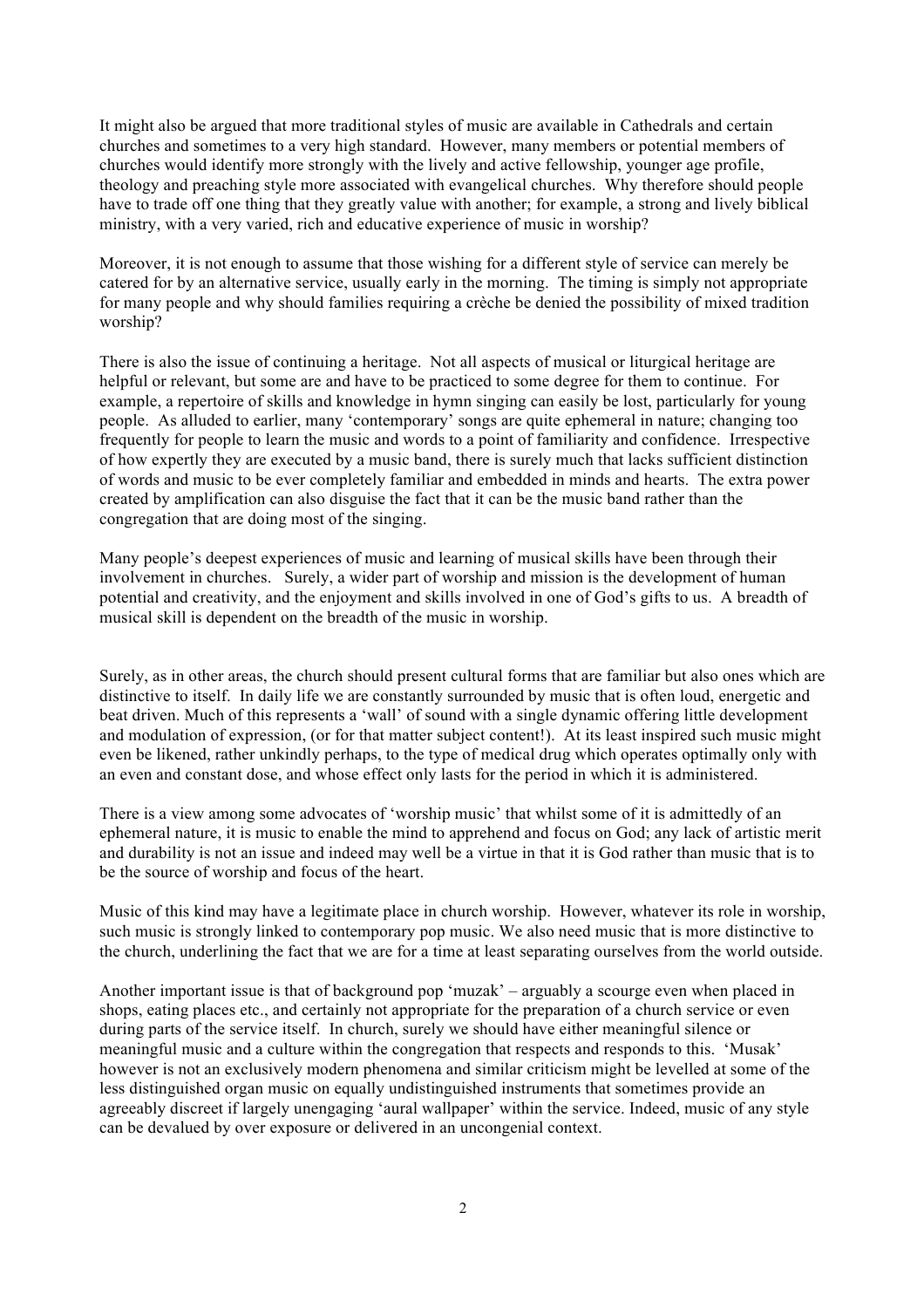It might also be argued that more traditional styles of music are available in Cathedrals and certain churches and sometimes to a very high standard. However, many members or potential members of churches would identify more strongly with the lively and active fellowship, younger age profile, theology and preaching style more associated with evangelical churches. Why therefore should people have to trade off one thing that they greatly value with another; for example, a strong and lively biblical ministry, with a very varied, rich and educative experience of music in worship?

Moreover, it is not enough to assume that those wishing for a different style of service can merely be catered for by an alternative service, usually early in the morning. The timing is simply not appropriate for many people and why should families requiring a crèche be denied the possibility of mixed tradition worship?

There is also the issue of continuing a heritage. Not all aspects of musical or liturgical heritage are helpful or relevant, but some are and have to be practiced to some degree for them to continue. For example, a repertoire of skills and knowledge in hymn singing can easily be lost, particularly for young people. As alluded to earlier, many 'contemporary' songs are quite ephemeral in nature; changing too frequently for people to learn the music and words to a point of familiarity and confidence. Irrespective of how expertly they are executed by a music band, there is surely much that lacks sufficient distinction of words and music to be ever completely familiar and embedded in minds and hearts. The extra power created by amplification can also disguise the fact that it can be the music band rather than the congregation that are doing most of the singing.

Many people's deepest experiences of music and learning of musical skills have been through their involvement in churches. Surely, a wider part of worship and mission is the development of human potential and creativity, and the enjoyment and skills involved in one of God's gifts to us. A breadth of musical skill is dependent on the breadth of the music in worship.

Surely, as in other areas, the church should present cultural forms that are familiar but also ones which are distinctive to itself. In daily life we are constantly surrounded by music that is often loud, energetic and beat driven. Much of this represents a 'wall' of sound with a single dynamic offering little development and modulation of expression, (or for that matter subject content!). At its least inspired such music might even be likened, rather unkindly perhaps, to the type of medical drug which operates optimally only with an even and constant dose, and whose effect only lasts for the period in which it is administered.

There is a view among some advocates of 'worship music' that whilst some of it is admittedly of an ephemeral nature, it is music to enable the mind to apprehend and focus on God; any lack of artistic merit and durability is not an issue and indeed may well be a virtue in that it is God rather than music that is to be the source of worship and focus of the heart.

Music of this kind may have a legitimate place in church worship. However, whatever its role in worship, such music is strongly linked to contemporary pop music. We also need music that is more distinctive to the church, underlining the fact that we are for a time at least separating ourselves from the world outside.

Another important issue is that of background pop 'muzak' – arguably a scourge even when placed in shops, eating places etc., and certainly not appropriate for the preparation of a church service or even during parts of the service itself. In church, surely we should have either meaningful silence or meaningful music and a culture within the congregation that respects and responds to this. 'Musak' however is not an exclusively modern phenomena and similar criticism might be levelled at some of the less distinguished organ music on equally undistinguished instruments that sometimes provide an agreeably discreet if largely unengaging 'aural wallpaper' within the service. Indeed, music of any style can be devalued by over exposure or delivered in an uncongenial context.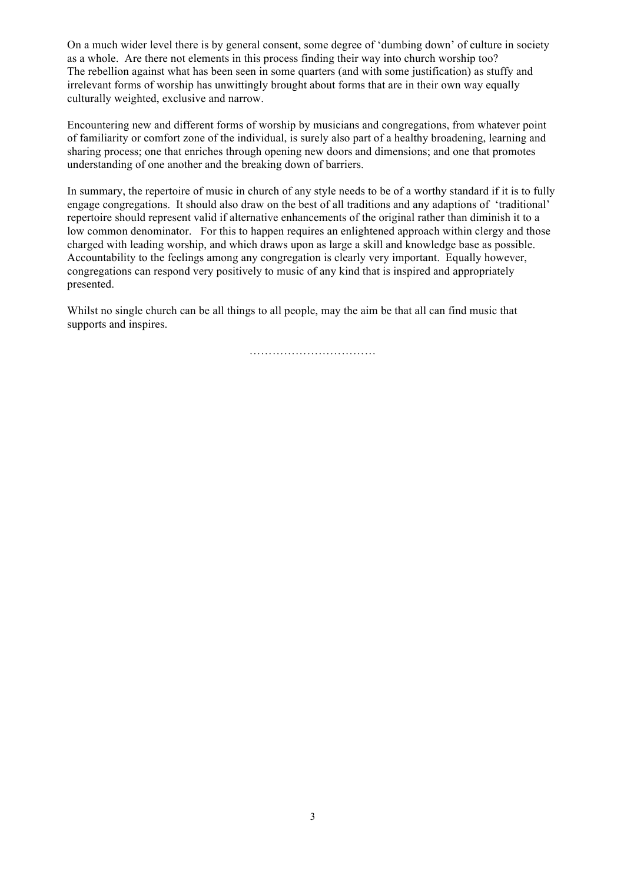On a much wider level there is by general consent, some degree of 'dumbing down' of culture in society as a whole. Are there not elements in this process finding their way into church worship too? The rebellion against what has been seen in some quarters (and with some justification) as stuffy and irrelevant forms of worship has unwittingly brought about forms that are in their own way equally culturally weighted, exclusive and narrow.

Encountering new and different forms of worship by musicians and congregations, from whatever point of familiarity or comfort zone of the individual, is surely also part of a healthy broadening, learning and sharing process; one that enriches through opening new doors and dimensions; and one that promotes understanding of one another and the breaking down of barriers.

In summary, the repertoire of music in church of any style needs to be of a worthy standard if it is to fully engage congregations. It should also draw on the best of all traditions and any adaptions of 'traditional' repertoire should represent valid if alternative enhancements of the original rather than diminish it to a low common denominator. For this to happen requires an enlightened approach within clergy and those charged with leading worship, and which draws upon as large a skill and knowledge base as possible. Accountability to the feelings among any congregation is clearly very important. Equally however, congregations can respond very positively to music of any kind that is inspired and appropriately presented.

Whilst no single church can be all things to all people, may the aim be that all can find music that supports and inspires.

……………………………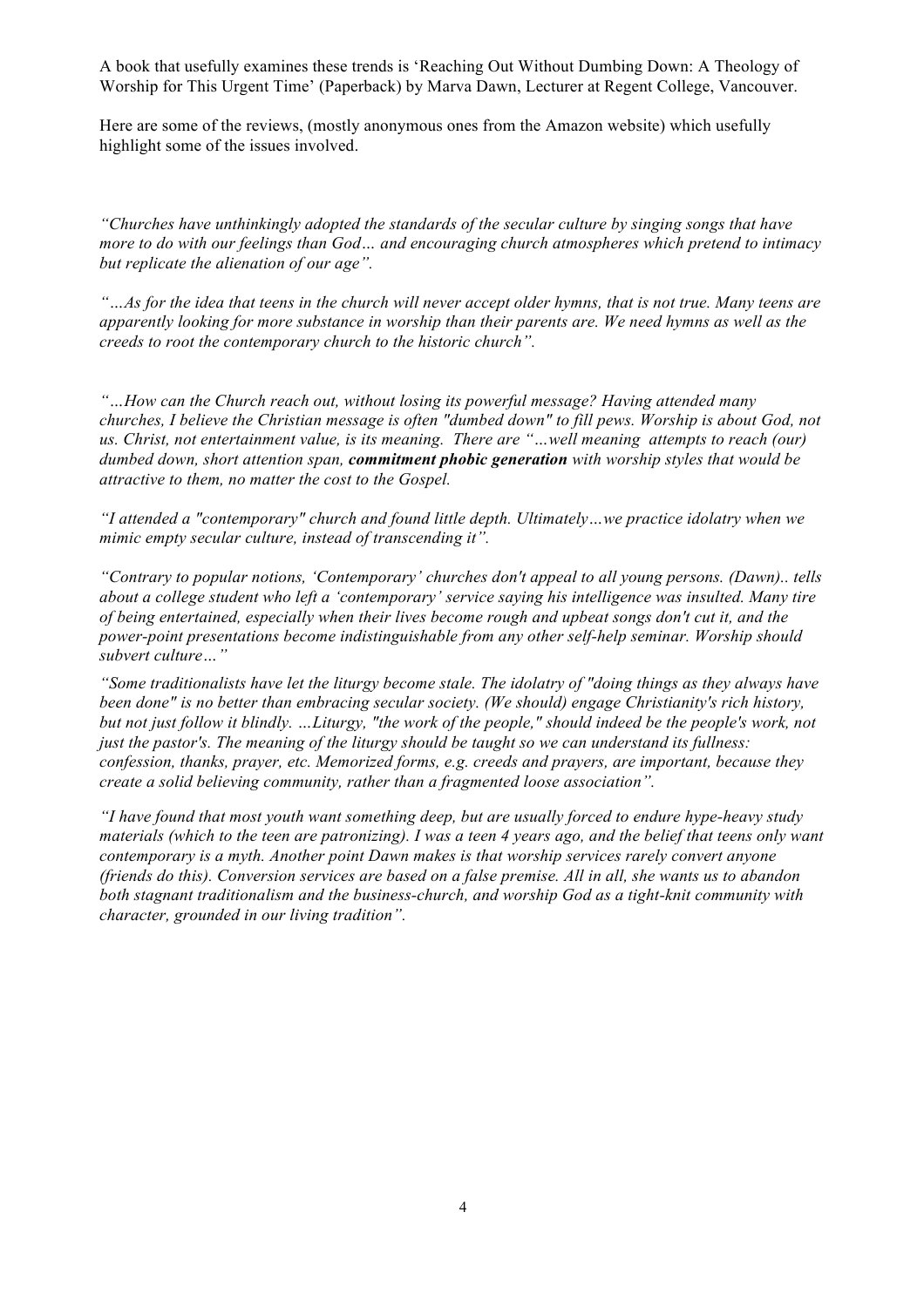A book that usefully examines these trends is 'Reaching Out Without Dumbing Down: A Theology of Worship for This Urgent Time' (Paperback) by Marva Dawn, Lecturer at Regent College, Vancouver.

Here are some of the reviews, (mostly anonymous ones from the Amazon website) which usefully highlight some of the issues involved.

*"Churches have unthinkingly adopted the standards of the secular culture by singing songs that have more to do with our feelings than God… and encouraging church atmospheres which pretend to intimacy but replicate the alienation of our age".*

*"…As for the idea that teens in the church will never accept older hymns, that is not true. Many teens are apparently looking for more substance in worship than their parents are. We need hymns as well as the creeds to root the contemporary church to the historic church".*

*"…How can the Church reach out, without losing its powerful message? Having attended many churches, I believe the Christian message is often "dumbed down" to fill pews. Worship is about God, not us. Christ, not entertainment value, is its meaning. There are "…well meaning attempts to reach (our) dumbed down, short attention span,* ***commitment phobic generation*** *with worship styles that would be attractive to them, no matter the cost to the Gospel.*

*"I attended a "contemporary" church and found little depth. Ultimately…we practice idolatry when we mimic empty secular culture, instead of transcending it".*

*"Contrary to popular notions, 'Contemporary' churches don't appeal to all young persons. (Dawn).. tells about a college student who left a 'contemporary' service saying his intelligence was insulted. Many tire of being entertained, especially when their lives become rough and upbeat songs don't cut it, and the power-point presentations become indistinguishable from any other self-help seminar. Worship should subvert culture…"*

*"Some traditionalists have let the liturgy become stale. The idolatry of "doing things as they always have been done" is no better than embracing secular society. (We should) engage Christianity's rich history, but not just follow it blindly. …Liturgy, "the work of the people," should indeed be the people's work, not just the pastor's. The meaning of the liturgy should be taught so we can understand its fullness: confession, thanks, prayer, etc. Memorized forms, e.g. creeds and prayers, are important, because they create a solid believing community, rather than a fragmented loose association".*

*"I have found that most youth want something deep, but are usually forced to endure hype-heavy study materials (which to the teen are patronizing). I was a teen 4 years ago, and the belief that teens only want contemporary is a myth. Another point Dawn makes is that worship services rarely convert anyone (friends do this). Conversion services are based on a false premise. All in all, she wants us to abandon both stagnant traditionalism and the business-church, and worship God as a tight-knit community with character, grounded in our living tradition".*